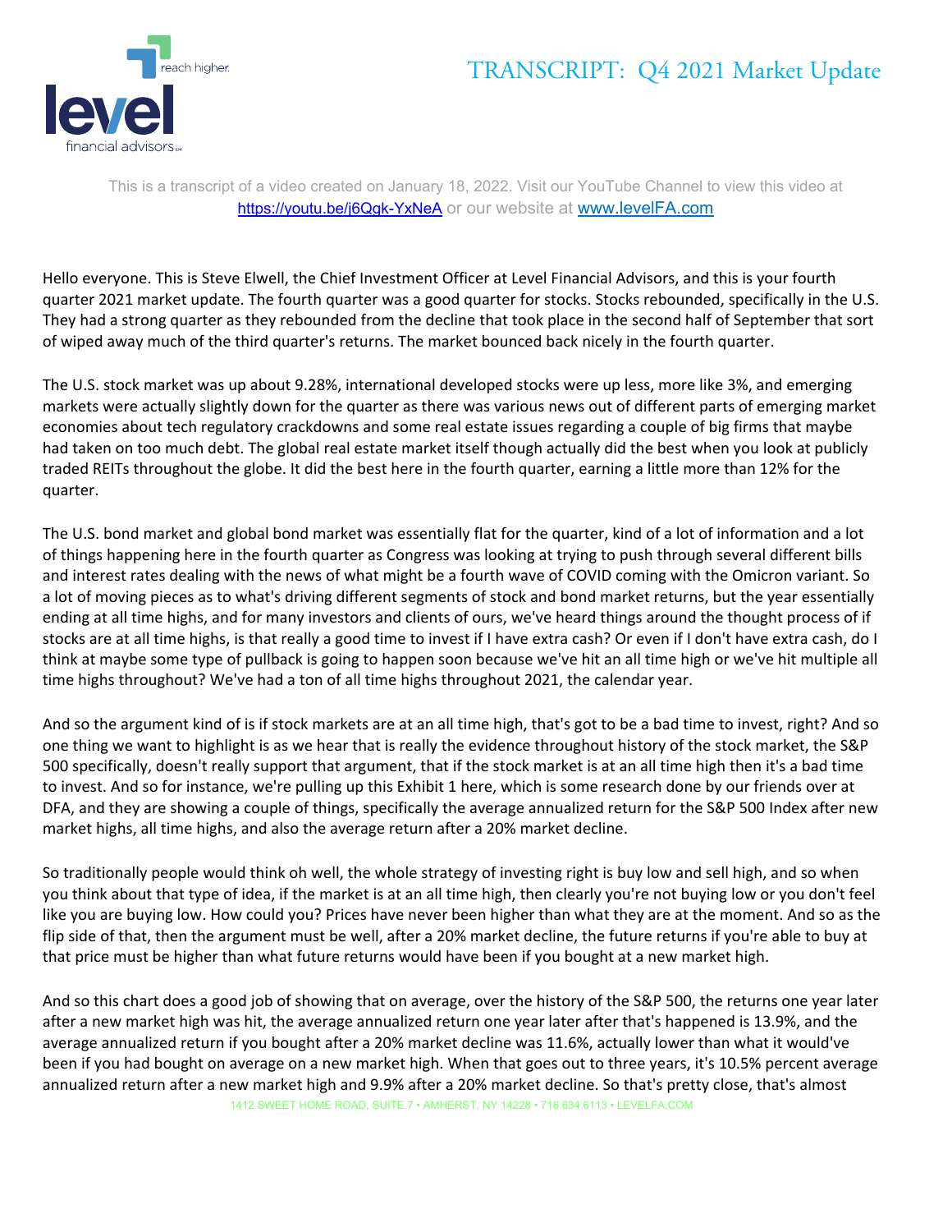# TRANSCRIPT: Q4 2021 Market Update

This is a transcript of a video created on January 18, 2022. Visit our YouTube Channel to view this video at https://youtu.be/j6Qgk-YxNeA or our website at www.levelFA.com

Hello everyone. This is Steve Elwell, the Chief Investment Officer at Level Financial Advisors, and this is your fourth quarter 2021 market update. The fourth quarter was a good quarter for stocks. Stocks rebounded, specifically in the U.S. They had a strong quarter as they rebounded from the decline that took place in the second half of September that sort of wiped away much of the third quarter's returns. The market bounced back nicely in the fourth quarter.

The U.S. stock market was up about 9.28%, international developed stocks were up less, more like 3%, and emerging markets were actually slightly down for the quarter as there was various news out of different parts of emerging market economies about tech regulatory crackdowns and some real estate issues regarding a couple of big firms that maybe had taken on too much debt. The global real estate market itself though actually did the best when you look at publicly traded REITs throughout the globe. It did the best here in the fourth quarter, earning a little more than 12% for the quarter.

The U.S. bond market and global bond market was essentially flat for the quarter, kind of a lot of information and a lot of things happening here in the fourth quarter as Congress was looking at trying to push through several different bills and interest rates dealing with the news of what might be a fourth wave of COVID coming with the Omicron variant. So a lot of moving pieces as to what's driving different segments of stock and bond market returns, but the year essentially ending at all time highs, and for many investors and clients of ours, we've heard things around the thought process of if stocks are at all time highs, is that really a good time to invest if I have extra cash? Or even if I don't have extra cash, do I think at maybe some type of pullback is going to happen soon because we've hit an all time high or we've hit multiple all time highs throughout? We've had a ton of all time highs throughout 2021, the calendar year.

And so the argument kind of is if stock markets are at an all time high, that's got to be a bad time to invest, right? And so one thing we want to highlight is as we hear that is really the evidence throughout history of the stock market, the S&P 500 specifically, doesn't really support that argument, that if the stock market is at an all time high then it's a bad time to invest. And so for instance, we're pulling up this Exhibit 1 here, which is some research done by our friends over at DFA, and they are showing a couple of things, specifically the average annualized return for the S&P 500 Index after new market highs, all time highs, and also the average return after a 20% market decline.

So traditionally people would think oh well, the whole strategy of investing right is buy low and sell high, and so when you think about that type of idea, if the market is at an all time high, then clearly you're not buying low or you don't feel like you are buying low. How could you? Prices have never been higher than what they are at the moment. And so as the flip side of that, then the argument must be well, after a 20% market decline, the future returns if you're able to buy at that price must be higher than what future returns would have been if you bought at a new market high.

And so this chart does a good job of showing that on average, over the history of the S&P 500, the returns one year later after a new market high was hit, the average annualized return one year later after that's happened is 13.9%, and the average annualized return if you bought after a 20% market decline was 11.6%, actually lower than what it would've been if you had bought on average on a new market high. When that goes out to three years, it's 10.5% percent average annualized return after a new market high and 9.9% after a 20% market decline. So that's pretty close, that's almost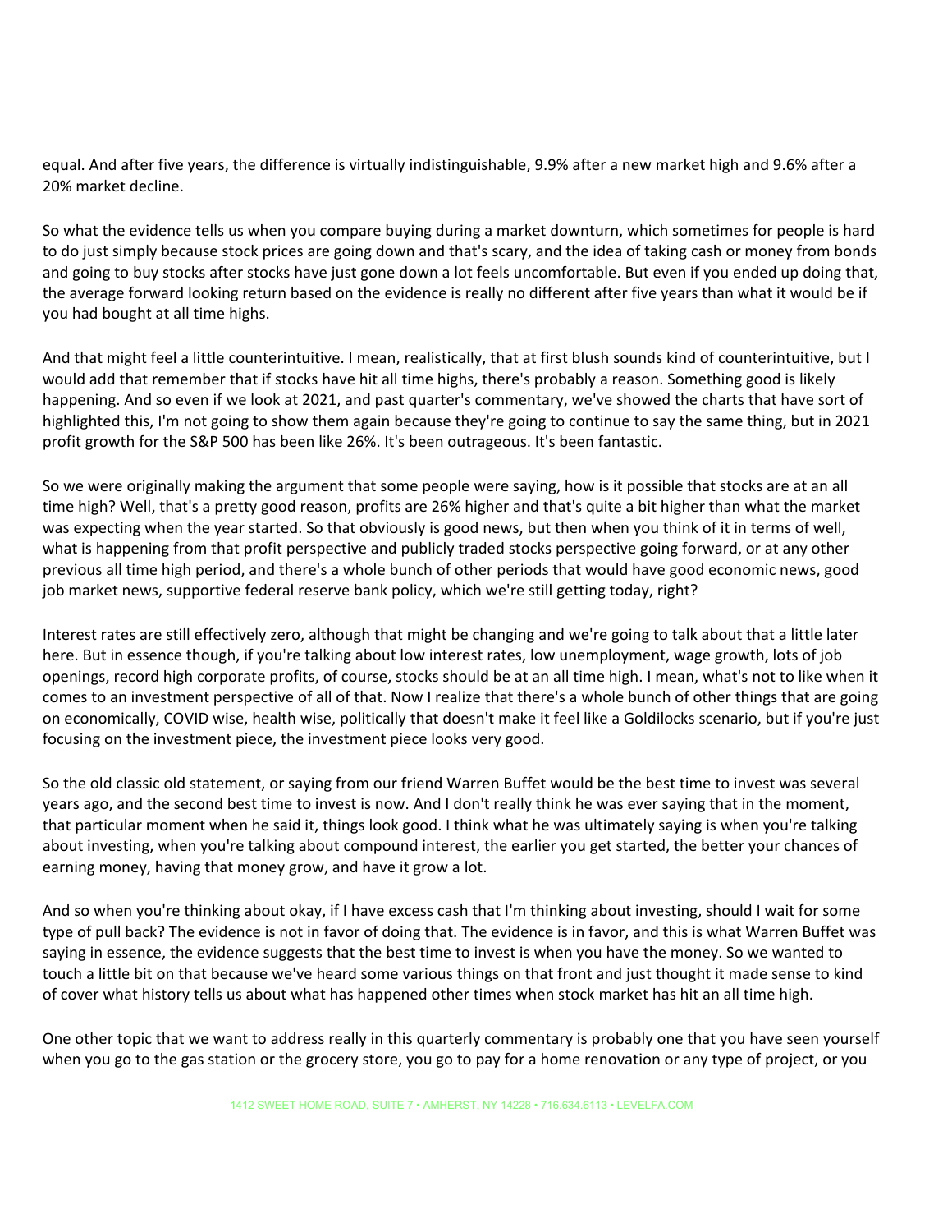equal. And after five years, the difference is virtually indistinguishable, 9.9% after a new market high and 9.6% after a 20% market decline.

So what the evidence tells us when you compare buying during a market downturn, which sometimes for people is hard to do just simply because stock prices are going down and that's scary, and the idea of taking cash or money from bonds and going to buy stocks after stocks have just gone down a lot feels uncomfortable. But even if you ended up doing that, the average forward looking return based on the evidence is really no different after five years than what it would be if you had bought at all time highs.

And that might feel a little counterintuitive. I mean, realistically, that at first blush sounds kind of counterintuitive, but I would add that remember that if stocks have hit all time highs, there's probably a reason. Something good is likely happening. And so even if we look at 2021, and past quarter's commentary, we've showed the charts that have sort of highlighted this, I'm not going to show them again because they're going to continue to say the same thing, but in 2021 profit growth for the S&P 500 has been like 26%. It's been outrageous. It's been fantastic.

So we were originally making the argument that some people were saying, how is it possible that stocks are at an all time high? Well, that's a pretty good reason, profits are 26% higher and that's quite a bit higher than what the market was expecting when the year started. So that obviously is good news, but then when you think of it in terms of well, what is happening from that profit perspective and publicly traded stocks perspective going forward, or at any other previous all time high period, and there's a whole bunch of other periods that would have good economic news, good job market news, supportive federal reserve bank policy, which we're still getting today, right?

Interest rates are still effectively zero, although that might be changing and we're going to talk about that a little later here. But in essence though, if you're talking about low interest rates, low unemployment, wage growth, lots of job openings, record high corporate profits, of course, stocks should be at an all time high. I mean, what's not to like when it comes to an investment perspective of all of that. Now I realize that there's a whole bunch of other things that are going on economically, COVID wise, health wise, politically that doesn't make it feel like a Goldilocks scenario, but if you're just focusing on the investment piece, the investment piece looks very good.

So the old classic old statement, or saying from our friend Warren Buffet would be the best time to invest was several years ago, and the second best time to invest is now. And I don't really think he was ever saying that in the moment, that particular moment when he said it, things look good. I think what he was ultimately saying is when you're talking about investing, when you're talking about compound interest, the earlier you get started, the better your chances of earning money, having that money grow, and have it grow a lot.

And so when you're thinking about okay, if I have excess cash that I'm thinking about investing, should I wait for some type of pull back? The evidence is not in favor of doing that. The evidence is in favor, and this is what Warren Buffet was saying in essence, the evidence suggests that the best time to invest is when you have the money. So we wanted to touch a little bit on that because we've heard some various things on that front and just thought it made sense to kind of cover what history tells us about what has happened other times when stock market has hit an all time high.

One other topic that we want to address really in this quarterly commentary is probably one that you have seen yourself when you go to the gas station or the grocery store, you go to pay for a home renovation or any type of project, or you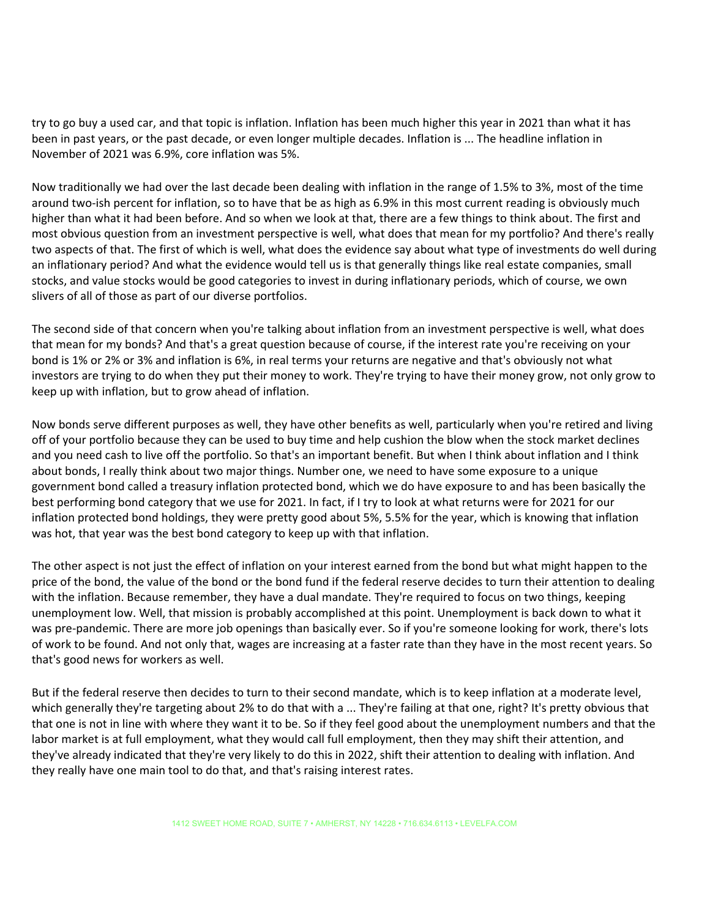try to go buy a used car, and that topic is inflation. Inflation has been much higher this year in 2021 than what it has been in past years, or the past decade, or even longer multiple decades. Inflation is ... The headline inflation in November of 2021 was 6.9%, core inflation was 5%.

Now traditionally we had over the last decade been dealing with inflation in the range of 1.5% to 3%, most of the time around two-ish percent for inflation, so to have that be as high as 6.9% in this most current reading is obviously much higher than what it had been before. And so when we look at that, there are a few things to think about. The first and most obvious question from an investment perspective is well, what does that mean for my portfolio? And there's really two aspects of that. The first of which is well, what does the evidence say about what type of investments do well during an inflationary period? And what the evidence would tell us is that generally things like real estate companies, small stocks, and value stocks would be good categories to invest in during inflationary periods, which of course, we own slivers of all of those as part of our diverse portfolios.

The second side of that concern when you're talking about inflation from an investment perspective is well, what does that mean for my bonds? And that's a great question because of course, if the interest rate you're receiving on your bond is 1% or 2% or 3% and inflation is 6%, in real terms your returns are negative and that's obviously not what investors are trying to do when they put their money to work. They're trying to have their money grow, not only grow to keep up with inflation, but to grow ahead of inflation.

Now bonds serve different purposes as well, they have other benefits as well, particularly when you're retired and living off of your portfolio because they can be used to buy time and help cushion the blow when the stock market declines and you need cash to live off the portfolio. So that's an important benefit. But when I think about inflation and I think about bonds, I really think about two major things. Number one, we need to have some exposure to a unique government bond called a treasury inflation protected bond, which we do have exposure to and has been basically the best performing bond category that we use for 2021. In fact, if I try to look at what returns were for 2021 for our inflation protected bond holdings, they were pretty good about 5%, 5.5% for the year, which is knowing that inflation was hot, that year was the best bond category to keep up with that inflation.

The other aspect is not just the effect of inflation on your interest earned from the bond but what might happen to the price of the bond, the value of the bond or the bond fund if the federal reserve decides to turn their attention to dealing with the inflation. Because remember, they have a dual mandate. They're required to focus on two things, keeping unemployment low. Well, that mission is probably accomplished at this point. Unemployment is back down to what it was pre-pandemic. There are more job openings than basically ever. So if you're someone looking for work, there's lots of work to be found. And not only that, wages are increasing at a faster rate than they have in the most recent years. So that's good news for workers as well.

But if the federal reserve then decides to turn to their second mandate, which is to keep inflation at a moderate level, which generally they're targeting about 2% to do that with a ... They're failing at that one, right? It's pretty obvious that that one is not in line with where they want it to be. So if they feel good about the unemployment numbers and that the labor market is at full employment, what they would call full employment, then they may shift their attention, and they've already indicated that they're very likely to do this in 2022, shift their attention to dealing with inflation. And they really have one main tool to do that, and that's raising interest rates.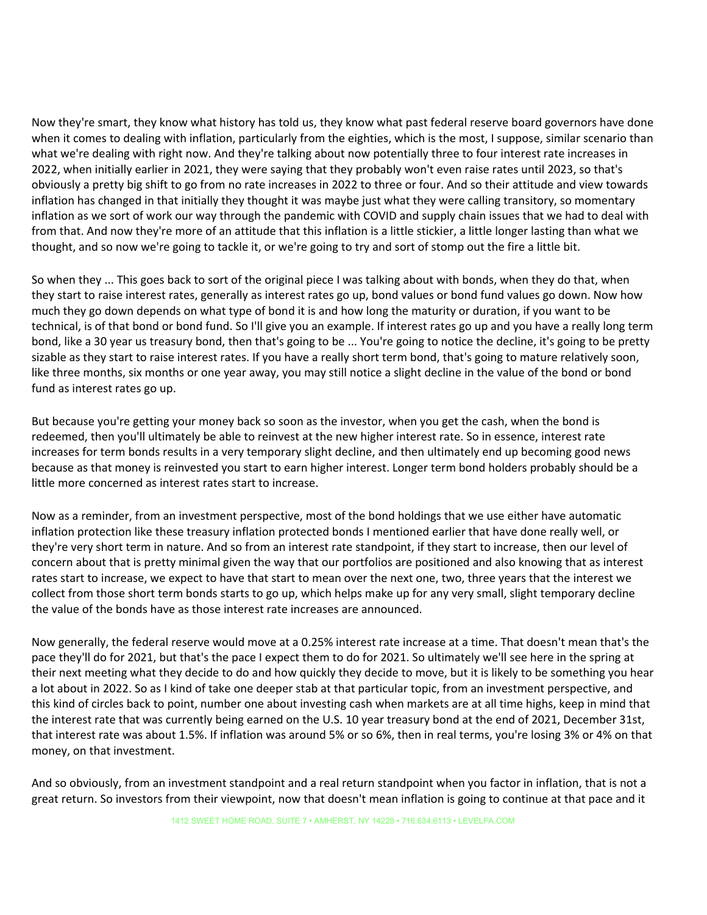Now they're smart, they know what history has told us, they know what past federal reserve board governors have done when it comes to dealing with inflation, particularly from the eighties, which is the most, I suppose, similar scenario than what we're dealing with right now. And they're talking about now potentially three to four interest rate increases in 2022, when initially earlier in 2021, they were saying that they probably won't even raise rates until 2023, so that's obviously a pretty big shift to go from no rate increases in 2022 to three or four. And so their attitude and view towards inflation has changed in that initially they thought it was maybe just what they were calling transitory, so momentary inflation as we sort of work our way through the pandemic with COVID and supply chain issues that we had to deal with from that. And now they're more of an attitude that this inflation is a little stickier, a little longer lasting than what we thought, and so now we're going to tackle it, or we're going to try and sort of stomp out the fire a little bit.

So when they ... This goes back to sort of the original piece I was talking about with bonds, when they do that, when they start to raise interest rates, generally as interest rates go up, bond values or bond fund values go down. Now how much they go down depends on what type of bond it is and how long the maturity or duration, if you want to be technical, is of that bond or bond fund. So I'll give you an example. If interest rates go up and you have a really long term bond, like a 30 year us treasury bond, then that's going to be ... You're going to notice the decline, it's going to be pretty sizable as they start to raise interest rates. If you have a really short term bond, that's going to mature relatively soon, like three months, six months or one year away, you may still notice a slight decline in the value of the bond or bond fund as interest rates go up.

But because you're getting your money back so soon as the investor, when you get the cash, when the bond is redeemed, then you'll ultimately be able to reinvest at the new higher interest rate. So in essence, interest rate increases for term bonds results in a very temporary slight decline, and then ultimately end up becoming good news because as that money is reinvested you start to earn higher interest. Longer term bond holders probably should be a little more concerned as interest rates start to increase.

Now as a reminder, from an investment perspective, most of the bond holdings that we use either have automatic inflation protection like these treasury inflation protected bonds I mentioned earlier that have done really well, or they're very short term in nature. And so from an interest rate standpoint, if they start to increase, then our level of concern about that is pretty minimal given the way that our portfolios are positioned and also knowing that as interest rates start to increase, we expect to have that start to mean over the next one, two, three years that the interest we collect from those short term bonds starts to go up, which helps make up for any very small, slight temporary decline the value of the bonds have as those interest rate increases are announced.

Now generally, the federal reserve would move at a 0.25% interest rate increase at a time. That doesn't mean that's the pace they'll do for 2021, but that's the pace I expect them to do for 2021. So ultimately we'll see here in the spring at their next meeting what they decide to do and how quickly they decide to move, but it is likely to be something you hear a lot about in 2022. So as I kind of take one deeper stab at that particular topic, from an investment perspective, and this kind of circles back to point, number one about investing cash when markets are at all time highs, keep in mind that the interest rate that was currently being earned on the U.S. 10 year treasury bond at the end of 2021, December 31st, that interest rate was about 1.5%. If inflation was around 5% or so 6%, then in real terms, you're losing 3% or 4% on that money, on that investment.

And so obviously, from an investment standpoint and a real return standpoint when you factor in inflation, that is not a great return. So investors from their viewpoint, now that doesn't mean inflation is going to continue at that pace and it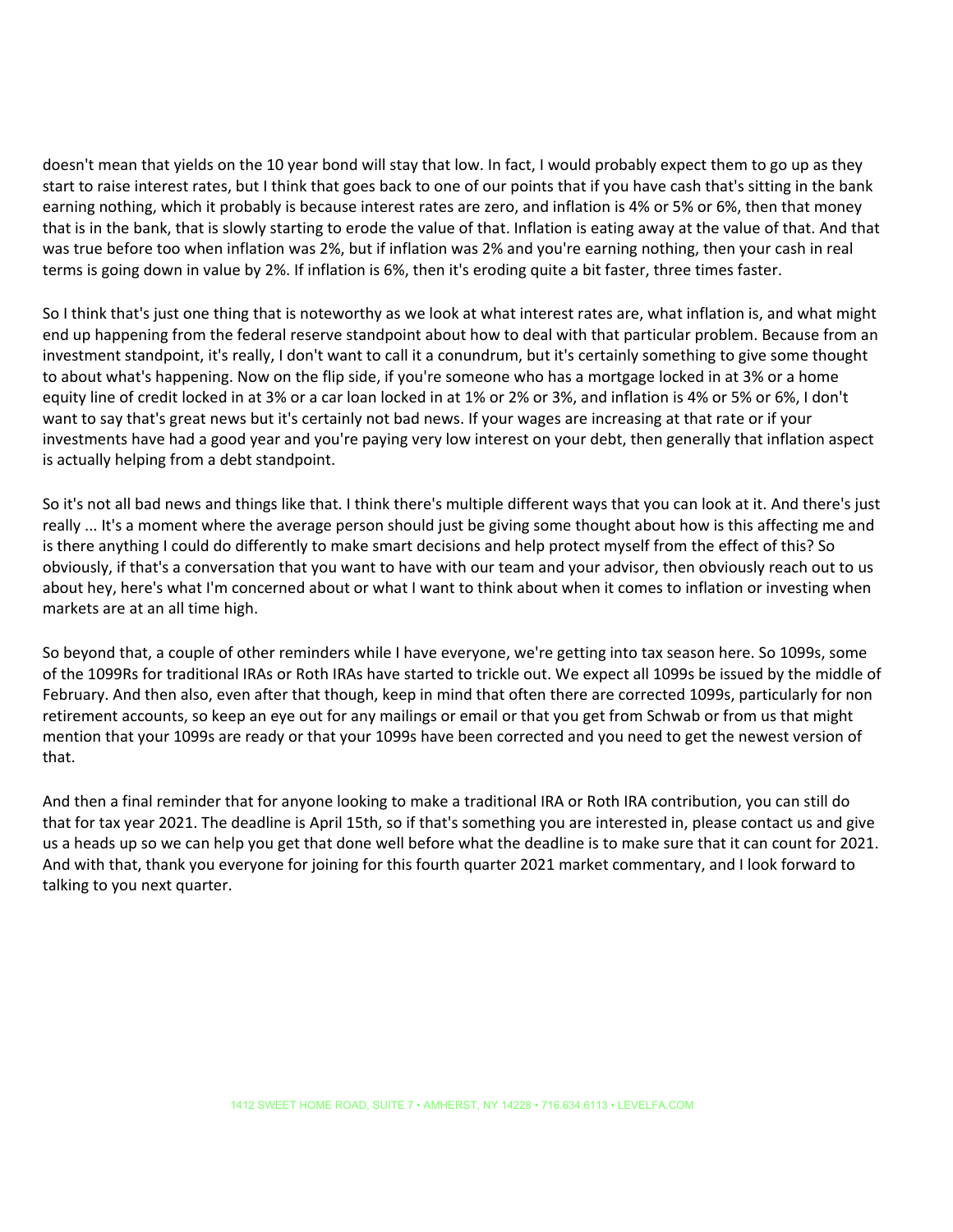doesn't mean that yields on the 10 year bond will stay that low. In fact, I would probably expect them to go up as they start to raise interest rates, but I think that goes back to one of our points that if you have cash that's sitting in the bank earning nothing, which it probably is because interest rates are zero, and inflation is 4% or 5% or 6%, then that money that is in the bank, that is slowly starting to erode the value of that. Inflation is eating away at the value of that. And that was true before too when inflation was 2%, but if inflation was 2% and you're earning nothing, then your cash in real terms is going down in value by 2%. If inflation is 6%, then it's eroding quite a bit faster, three times faster.

So I think that's just one thing that is noteworthy as we look at what interest rates are, what inflation is, and what might end up happening from the federal reserve standpoint about how to deal with that particular problem. Because from an investment standpoint, it's really, I don't want to call it a conundrum, but it's certainly something to give some thought to about what's happening. Now on the flip side, if you're someone who has a mortgage locked in at 3% or a home equity line of credit locked in at 3% or a car loan locked in at 1% or 2% or 3%, and inflation is 4% or 5% or 6%, I don't want to say that's great news but it's certainly not bad news. If your wages are increasing at that rate or if your investments have had a good year and you're paying very low interest on your debt, then generally that inflation aspect is actually helping from a debt standpoint.

So it's not all bad news and things like that. I think there's multiple different ways that you can look at it. And there's just really ... It's a moment where the average person should just be giving some thought about how is this affecting me and is there anything I could do differently to make smart decisions and help protect myself from the effect of this? So obviously, if that's a conversation that you want to have with our team and your advisor, then obviously reach out to us about hey, here's what I'm concerned about or what I want to think about when it comes to inflation or investing when markets are at an all time high.

So beyond that, a couple of other reminders while I have everyone, we're getting into tax season here. So 1099s, some of the 1099Rs for traditional IRAs or Roth IRAs have started to trickle out. We expect all 1099s be issued by the middle of February. And then also, even after that though, keep in mind that often there are corrected 1099s, particularly for non retirement accounts, so keep an eye out for any mailings or email or that you get from Schwab or from us that might mention that your 1099s are ready or that your 1099s have been corrected and you need to get the newest version of that.

And then a final reminder that for anyone looking to make a traditional IRA or Roth IRA contribution, you can still do that for tax year 2021. The deadline is April 15th, so if that's something you are interested in, please contact us and give us a heads up so we can help you get that done well before what the deadline is to make sure that it can count for 2021. And with that, thank you everyone for joining for this fourth quarter 2021 market commentary, and I look forward to talking to you next quarter.